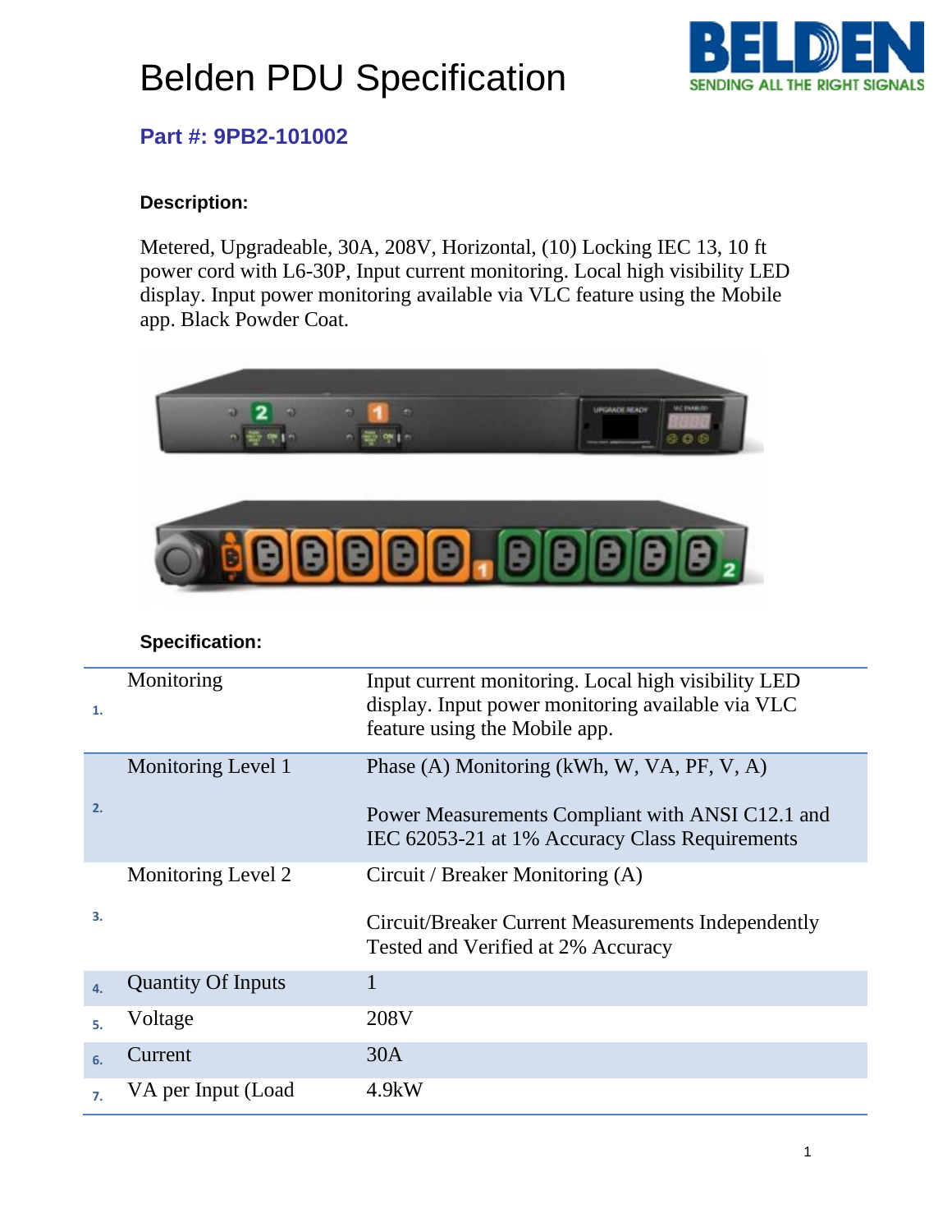# Belden PDU Specification

**Part #: 9PB2-101002**

**Description:**

Metered, Upgradeable, 30A, 208V, Horizontal, (10) Locking IEC 13, 10 ft power cord with L6-30P, Input current monitoring. Local high visibility LED display. Input power monitoring available via VLC feature using the Mobile app. Black Powder Coat.

**Specification:**

| # | Item | Value |
|---|---|---|
| 1. | Monitoring | Input current monitoring. Local high visibility LED display. Input power monitoring available via VLC feature using the Mobile app. |
| 2. | Monitoring Level 1 | Phase (A) Monitoring (kWh, W, VA, PF, V, A)<br><br>Power Measurements Compliant with ANSI C12.1 and IEC 62053-21 at 1% Accuracy Class Requirements |
| 3. | Monitoring Level 2 | Circuit / Breaker Monitoring (A)<br><br>Circuit/Breaker Current Measurements Independently Tested and Verified at 2% Accuracy |
| 4. | Quantity Of Inputs | 1 |
| 5. | Voltage | 208V |
| 6. | Current | 30A |
| 7. | VA per Input (Load | 4.9kW |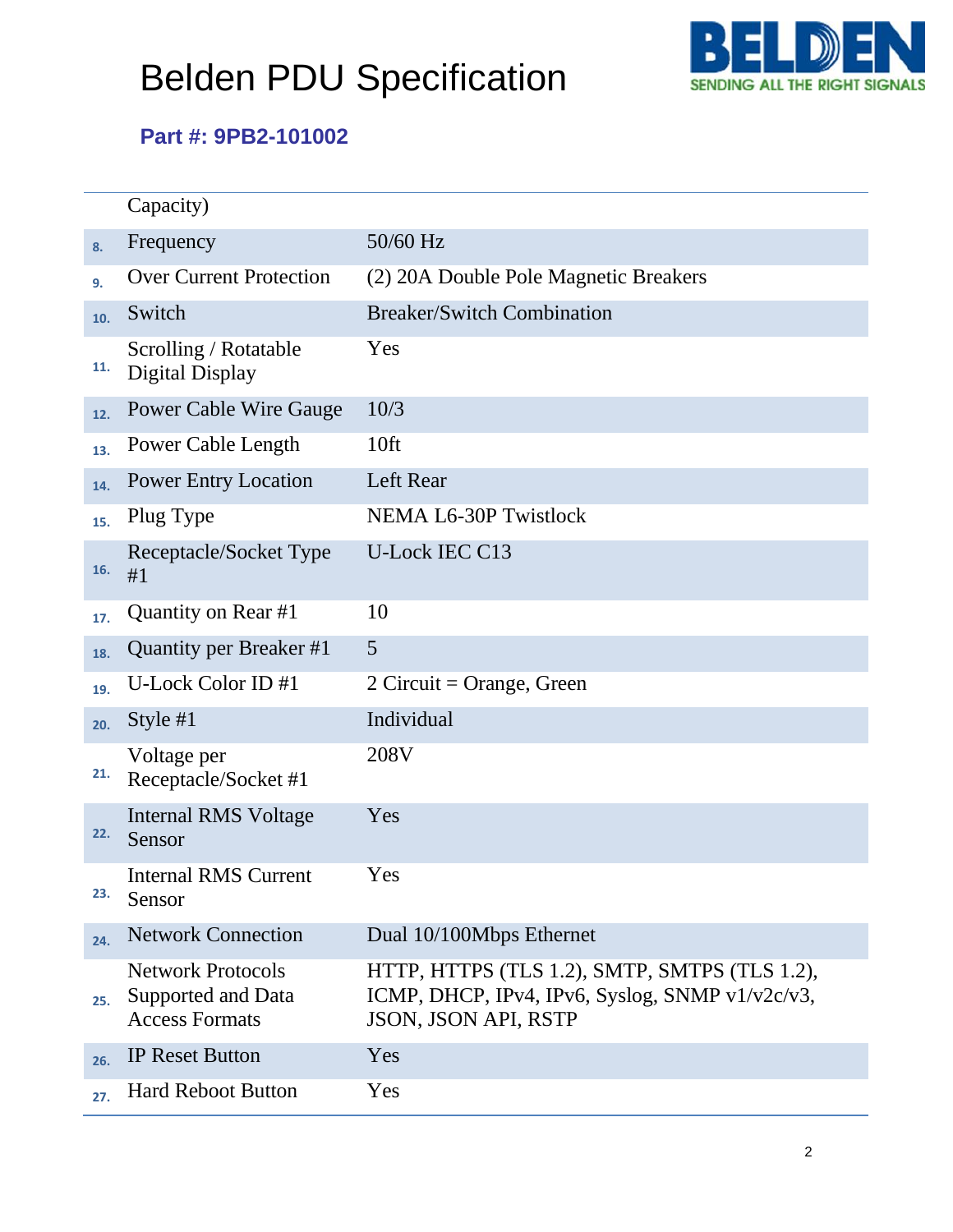# Belden PDU Specification

**Part #: 9PB2-101002**

| | | |
|---|---|---|
| | Capacity) | |
| 8. | Frequency | 50/60 Hz |
| 9. | Over Current Protection | (2) 20A Double Pole Magnetic Breakers |
| 10. | Switch | Breaker/Switch Combination |
| 11. | Scrolling / Rotatable Digital Display | Yes |
| 12. | Power Cable Wire Gauge | 10/3 |
| 13. | Power Cable Length | 10ft |
| 14. | Power Entry Location | Left Rear |
| 15. | Plug Type | NEMA L6-30P Twistlock |
| 16. | Receptacle/Socket Type #1 | U-Lock IEC C13 |
| 17. | Quantity on Rear #1 | 10 |
| 18. | Quantity per Breaker #1 | 5 |
| 19. | U-Lock Color ID #1 | 2 Circuit = Orange, Green |
| 20. | Style #1 | Individual |
| 21. | Voltage per Receptacle/Socket #1 | 208V |
| 22. | Internal RMS Voltage Sensor | Yes |
| 23. | Internal RMS Current Sensor | Yes |
| 24. | Network Connection | Dual 10/100Mbps Ethernet |
| 25. | Network Protocols Supported and Data Access Formats | HTTP, HTTPS (TLS 1.2), SMTP, SMTPS (TLS 1.2), ICMP, DHCP, IPv4, IPv6, Syslog, SNMP v1/v2c/v3, JSON, JSON API, RSTP |
| 26. | IP Reset Button | Yes |
| 27. | Hard Reboot Button | Yes |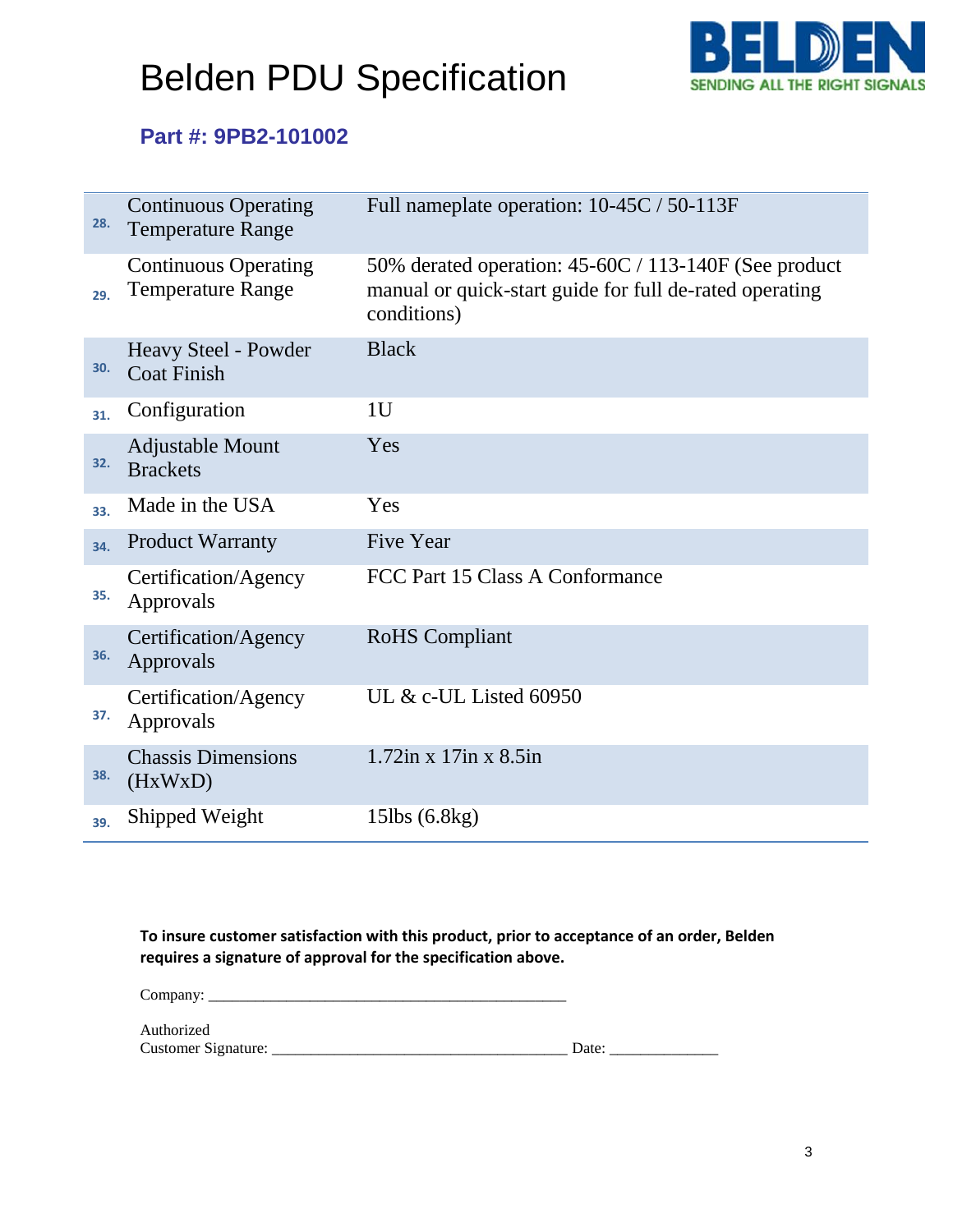# Belden PDU Specification

BELDEN
SENDING ALL THE RIGHT SIGNALS

### Part #: 9PB2-101002

| | | |
|---|---|---|
| 28. | Continuous Operating Temperature Range | Full nameplate operation: 10-45C / 50-113F |
| 29. | Continuous Operating Temperature Range | 50% derated operation: 45-60C / 113-140F (See product manual or quick-start guide for full de-rated operating conditions) |
| 30. | Heavy Steel - Powder Coat Finish | Black |
| 31. | Configuration | 1U |
| 32. | Adjustable Mount Brackets | Yes |
| 33. | Made in the USA | Yes |
| 34. | Product Warranty | Five Year |
| 35. | Certification/Agency Approvals | FCC Part 15 Class A Conformance |
| 36. | Certification/Agency Approvals | RoHS Compliant |
| 37. | Certification/Agency Approvals | UL & c-UL Listed 60950 |
| 38. | Chassis Dimensions (HxWxD) | 1.72in x 17in x 8.5in |
| 39. | Shipped Weight | 15lbs (6.8kg) |

**To insure customer satisfaction with this product, prior to acceptance of an order, Belden requires a signature of approval for the specification above.**

Company: _______________________________________________

Authorized
Customer Signature: _______________________________________ Date: ______________